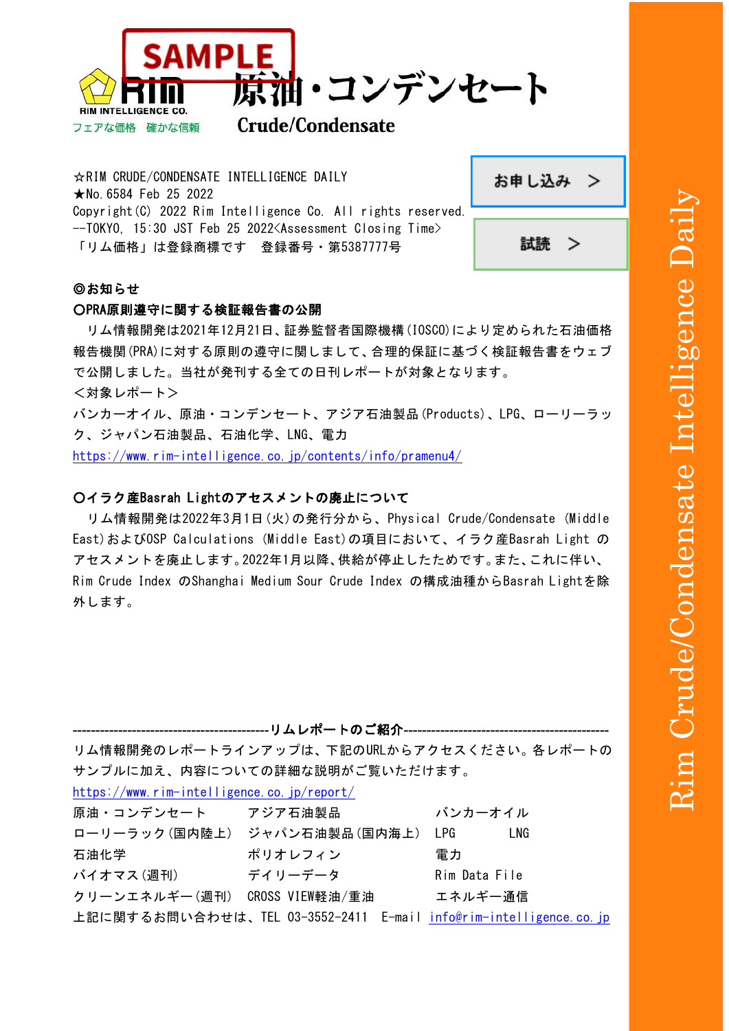# 原油・コンデンセート
## Crude/Condensate

RIM INTELLIGENCE CO.
フェアな価格　確かな信頼

☆RIM CRUDE/CONDENSATE INTELLIGENCE DAILY
★No.6584 Feb 25 2022
Copyright(C) 2022 Rim Intelligence Co. All rights reserved.
--TOKYO, 15:30 JST Feb 25 2022<Assessment Closing Time>
「リム価格」は登録商標です　登録番号・第5387777号

お申し込み　>

試読　>

**◎お知らせ**

**○PRA原則遵守に関する検証報告書の公開**

　リム情報開発は2021年12月21日、証券監督者国際機構(IOSCO)により定められた石油価格報告機関(PRA)に対する原則の遵守に関しまして、合理的保証に基づく検証報告書をウェブで公開しました。当社が発刊する全ての日刊レポートが対象となります。
<対象レポート>
バンカーオイル、原油・コンデンセート、アジア石油製品(Products)、LPG、ローリーラック、ジャパン石油製品、石油化学、LNG、電力
https://www.rim-intelligence.co.jp/contents/info/pramenu4/

**○イラク産Basrah Lightのアセスメントの廃止について**

　リム情報開発は2022年3月1日(火)の発行分から、Physical Crude/Condensate (Middle East)およびOSP Calculations (Middle East)の項目において、イラク産Basrah Light のアセスメントを廃止します。2022年1月以降、供給が停止したためです。また、これに伴い、Rim Crude Index のShanghai Medium Sour Crude Index の構成油種からBasrah Lightを除外します。

--------------------------------------------**リムレポートのご紹介**--------------------------------------------

リム情報開発のレポートラインアップは、下記のURLからアクセスください。各レポートのサンプルに加え、内容についての詳細な説明がご覧いただけます。
https://www.rim-intelligence.co.jp/report/

| | | |
|---|---|---|
| 原油・コンデンセート | アジア石油製品 | バンカーオイル |
| ローリーラック(国内陸上) | ジャパン石油製品(国内海上) | LPG　　　LNG |
| 石油化学 | ポリオレフィン | 電力 |
| バイオマス(週刊) | デイリーデータ | Rim Data File |
| クリーンエネルギー(週刊) | CROSS VIEW軽油/重油 | エネルギー通信 |

上記に関するお問い合わせは、TEL 03-3552-2411　E-mail info@rim-intelligence.co.jp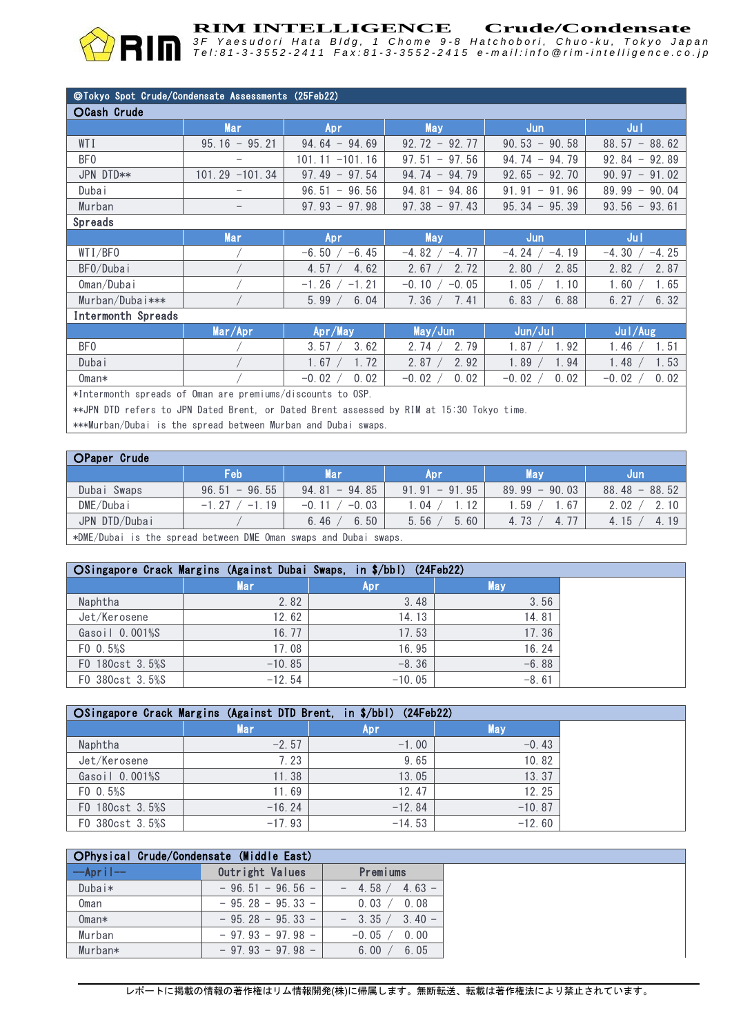# RIM INTELLIGENCE Crude/Condensate

3F Yaesudori Hata Bldg, 1 Chome 9-8 Hatchobori, Chuo-ku, Tokyo Japan
Tel:81-3-3552-2411 Fax:81-3-3552-2415 e-mail:info@rim-intelligence.co.jp

## ◎Tokyo Spot Crude/Condensate Assessments (25Feb22)

### ○Cash Crude

| | Mar | Apr | May | Jun | Jul |
|---|---|---|---|---|---|
| WTI | 95.16 - 95.21 | 94.64 - 94.69 | 92.72 - 92.77 | 90.53 - 90.58 | 88.57 - 88.62 |
| BFO | - | 101.11 -101.16 | 97.51 - 97.56 | 94.74 - 94.79 | 92.84 - 92.89 |
| JPN DTD** | 101.29 -101.34 | 97.49 - 97.54 | 94.74 - 94.79 | 92.65 - 92.70 | 90.97 - 91.02 |
| Dubai | - | 96.51 - 96.56 | 94.81 - 94.86 | 91.91 - 91.96 | 89.99 - 90.04 |
| Murban | - | 97.93 - 97.98 | 97.38 - 97.43 | 95.34 - 95.39 | 93.56 - 93.61 |

### Spreads

| | Mar | Apr | May | Jun | Jul |
|---|---|---|---|---|---|
| WTI/BFO | / | -6.50 / -6.45 | -4.82 / -4.77 | -4.24 / -4.19 | -4.30 / -4.25 |
| BFO/Dubai | / | 4.57 / 4.62 | 2.67 / 2.72 | 2.80 / 2.85 | 2.82 / 2.87 |
| Oman/Dubai | / | -1.26 / -1.21 | -0.10 / -0.05 | 1.05 / 1.10 | 1.60 / 1.65 |
| Murban/Dubai*** | / | 5.99 / 6.04 | 7.36 / 7.41 | 6.83 / 6.88 | 6.27 / 6.32 |

### Intermonth Spreads

| | Mar/Apr | Apr/May | May/Jun | Jun/Jul | Jul/Aug |
|---|---|---|---|---|---|
| BFO | / | 3.57 / 3.62 | 2.74 / 2.79 | 1.87 / 1.92 | 1.46 / 1.51 |
| Dubai | / | 1.67 / 1.72 | 2.87 / 2.92 | 1.89 / 1.94 | 1.48 / 1.53 |
| Oman* | / | -0.02 / 0.02 | -0.02 / 0.02 | -0.02 / 0.02 | -0.02 / 0.02 |

*Intermonth spreads of Oman are premiums/discounts to OSP.

**JPN DTD refers to JPN Dated Brent, or Dated Brent assessed by RIM at 15:30 Tokyo time.

***Murban/Dubai is the spread between Murban and Dubai swaps.

## ○Paper Crude

| | Feb | Mar | Apr | May | Jun |
|---|---|---|---|---|---|
| Dubai Swaps | 96.51 - 96.55 | 94.81 - 94.85 | 91.91 - 91.95 | 89.99 - 90.03 | 88.48 - 88.52 |
| DME/Dubai | -1.27 / -1.19 | -0.11 / -0.03 | 1.04 / 1.12 | 1.59 / 1.67 | 2.02 / 2.10 |
| JPN DTD/Dubai | / | 6.46 / 6.50 | 5.56 / 5.60 | 4.73 / 4.77 | 4.15 / 4.19 |

*DME/Dubai is the spread between DME Oman swaps and Dubai swaps.

## ○Singapore Crack Margins (Against Dubai Swaps, in $/bbl) (24Feb22)

| | Mar | Apr | May |
|---|---|---|---|
| Naphtha | 2.82 | 3.48 | 3.56 |
| Jet/Kerosene | 12.62 | 14.13 | 14.81 |
| Gasoil 0.001%S | 16.77 | 17.53 | 17.36 |
| FO 0.5%S | 17.08 | 16.95 | 16.24 |
| FO 180cst 3.5%S | -10.85 | -8.36 | -6.88 |
| FO 380cst 3.5%S | -12.54 | -10.05 | -8.61 |

## ○Singapore Crack Margins (Against DTD Brent, in $/bbl) (24Feb22)

| | Mar | Apr | May |
|---|---|---|---|
| Naphtha | -2.57 | -1.00 | -0.43 |
| Jet/Kerosene | 7.23 | 9.65 | 10.82 |
| Gasoil 0.001%S | 11.38 | 13.05 | 13.37 |
| FO 0.5%S | 11.69 | 12.47 | 12.25 |
| FO 180cst 3.5%S | -16.24 | -12.84 | -10.87 |
| FO 380cst 3.5%S | -17.93 | -14.53 | -12.60 |

## ○Physical Crude/Condensate (Middle East)

| --April-- | Outright Values | Premiums |
|---|---|---|
| Dubai* | - 96.51 - 96.56 - | - 4.58 / 4.63 - |
| Oman | - 95.28 - 95.33 - | 0.03 / 0.08 |
| Oman* | - 95.28 - 95.33 - | - 3.35 / 3.40 - |
| Murban | - 97.93 - 97.98 - | -0.05 / 0.00 |
| Murban* | - 97.93 - 97.98 - | 6.00 / 6.05 |

レポートに掲載の情報の著作権はリム情報開発(株)に帰属します。無断転送、転載は著作権法により禁止されています。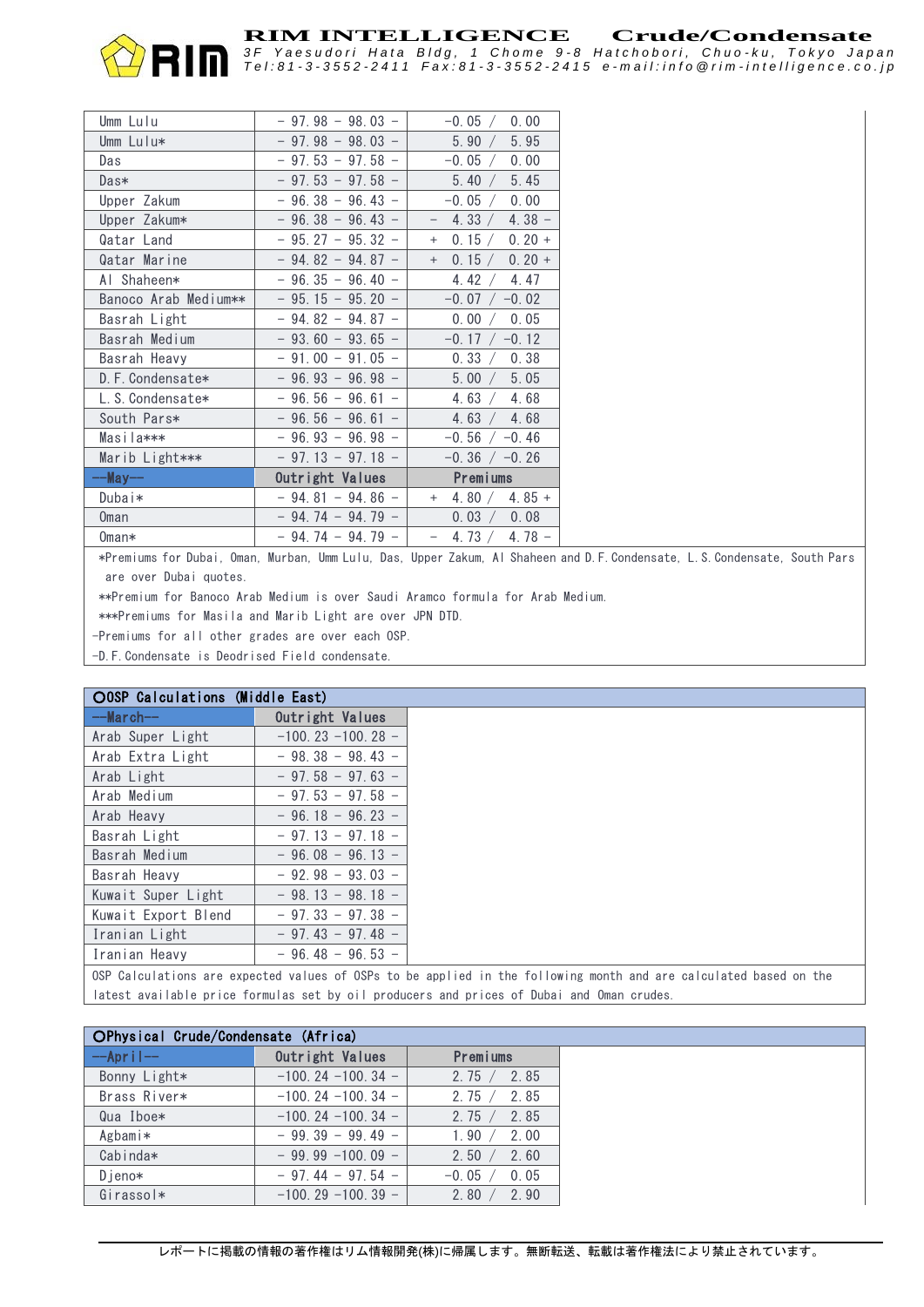| | Outright Values | Premiums |
|---|---|---|
| Umm Lulu | - 97.98 - 98.03 - | -0.05 / 0.00 |
| Umm Lulu* | - 97.98 - 98.03 - | 5.90 / 5.95 |
| Das | - 97.53 - 97.58 - | -0.05 / 0.00 |
| Das* | - 97.53 - 97.58 - | 5.40 / 5.45 |
| Upper Zakum | - 96.38 - 96.43 - | -0.05 / 0.00 |
| Upper Zakum* | - 96.38 - 96.43 - | - 4.33 / 4.38 - |
| Qatar Land | - 95.27 - 95.32 - | + 0.15 / 0.20 + |
| Qatar Marine | - 94.82 - 94.87 - | + 0.15 / 0.20 + |
| Al Shaheen* | - 96.35 - 96.40 - | 4.42 / 4.47 |
| Banoco Arab Medium** | - 95.15 - 95.20 - | -0.07 / -0.02 |
| Basrah Light | - 94.82 - 94.87 - | 0.00 / 0.05 |
| Basrah Medium | - 93.60 - 93.65 - | -0.17 / -0.12 |
| Basrah Heavy | - 91.00 - 91.05 - | 0.33 / 0.38 |
| D.F.Condensate* | - 96.93 - 96.98 - | 5.00 / 5.05 |
| L.S.Condensate* | - 96.56 - 96.61 - | 4.63 / 4.68 |
| South Pars* | - 96.56 - 96.61 - | 4.63 / 4.68 |
| Masila*** | - 96.93 - 96.98 - | -0.56 / -0.46 |
| Marib Light*** | - 97.13 - 97.18 - | -0.36 / -0.26 |
| **--May--** | **Outright Values** | **Premiums** |
| Dubai* | - 94.81 - 94.86 - | + 4.80 / 4.85 + |
| Oman | - 94.74 - 94.79 - | 0.03 / 0.08 |
| Oman* | - 94.74 - 94.79 - | - 4.73 / 4.78 - |

*Premiums for Dubai, Oman, Murban, Umm Lulu, Das, Upper Zakum, Al Shaheen and D.F.Condensate, L.S.Condensate, South Pars are over Dubai quotes.

**Premium for Banoco Arab Medium is over Saudi Aramco formula for Arab Medium.

***Premiums for Masila and Marib Light are over JPN DTD.

-Premiums for all other grades are over each OSP.

-D.F.Condensate is Deodrised Field condensate.

## ○OSP Calculations (Middle East)

| --March-- | Outright Values |
|---|---|
| Arab Super Light | -100.23 -100.28 - |
| Arab Extra Light | - 98.38 - 98.43 - |
| Arab Light | - 97.58 - 97.63 - |
| Arab Medium | - 97.53 - 97.58 - |
| Arab Heavy | - 96.18 - 96.23 - |
| Basrah Light | - 97.13 - 97.18 - |
| Basrah Medium | - 96.08 - 96.13 - |
| Basrah Heavy | - 92.98 - 93.03 - |
| Kuwait Super Light | - 98.13 - 98.18 - |
| Kuwait Export Blend | - 97.33 - 97.38 - |
| Iranian Light | - 97.43 - 97.48 - |
| Iranian Heavy | - 96.48 - 96.53 - |

OSP Calculations are expected values of OSPs to be applied in the following month and are calculated based on the latest available price formulas set by oil producers and prices of Dubai and Oman crudes.

## ○Physical Crude/Condensate (Africa)

| --April-- | Outright Values | Premiums |
|---|---|---|
| Bonny Light* | -100.24 -100.34 - | 2.75 / 2.85 |
| Brass River* | -100.24 -100.34 - | 2.75 / 2.85 |
| Qua Iboe* | -100.24 -100.34 - | 2.75 / 2.85 |
| Agbami* | - 99.39 - 99.49 - | 1.90 / 2.00 |
| Cabinda* | - 99.99 -100.09 - | 2.50 / 2.60 |
| Djeno* | - 97.44 - 97.54 - | -0.05 / 0.05 |
| Girassol* | -100.29 -100.39 - | 2.80 / 2.90 |

レポートに掲載の情報の著作権はリム情報開発(株)に帰属します。無断転送、転載は著作権法により禁止されています。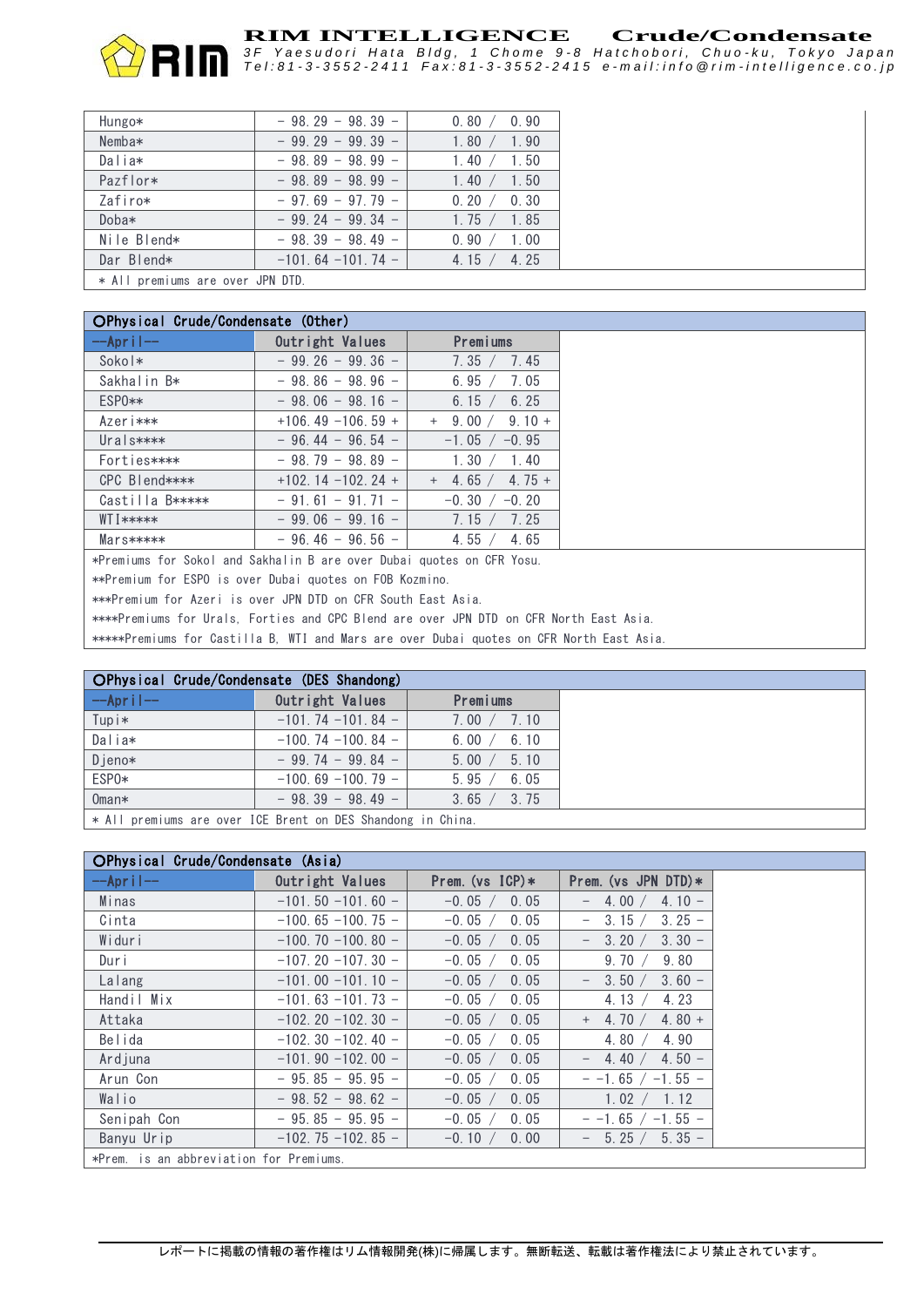| | | |
|---|---|---|
| Hungo* | − 98.29 − 98.39 − | 0.80 / 0.90 |
| Nemba* | − 99.29 − 99.39 − | 1.80 / 1.90 |
| Dalia* | − 98.89 − 98.99 − | 1.40 / 1.50 |
| Pazflor* | − 98.89 − 98.99 − | 1.40 / 1.50 |
| Zafiro* | − 97.69 − 97.79 − | 0.20 / 0.30 |
| Doba* | − 99.24 − 99.34 − | 1.75 / 1.85 |
| Nile Blend* | − 98.39 − 98.49 − | 0.90 / 1.00 |
| Dar Blend* | −101.64 −101.74 − | 4.15 / 4.25 |

* All premiums are over JPN DTD.

## ○Physical Crude/Condensate (Other)

| --April-- | Outright Values | Premiums |
|---|---|---|
| Sokol* | − 99.26 − 99.36 − | 7.35 / 7.45 |
| Sakhalin B* | − 98.86 − 98.96 − | 6.95 / 7.05 |
| ESPO** | − 98.06 − 98.16 − | 6.15 / 6.25 |
| Azeri*** | +106.49 −106.59 + | + 9.00 / 9.10 + |
| Urals**** | − 96.44 − 96.54 − | −1.05 / −0.95 |
| Forties**** | − 98.79 − 98.89 − | 1.30 / 1.40 |
| CPC Blend**** | +102.14 −102.24 + | + 4.65 / 4.75 + |
| Castilla B***** | − 91.61 − 91.71 − | −0.30 / −0.20 |
| WTI***** | − 99.06 − 99.16 − | 7.15 / 7.25 |
| Mars***** | − 96.46 − 96.56 − | 4.55 / 4.65 |

*Premiums for Sokol and Sakhalin B are over Dubai quotes on CFR Yosu.

**Premium for ESPO is over Dubai quotes on FOB Kozmino.

***Premium for Azeri is over JPN DTD on CFR South East Asia.

****Premiums for Urals, Forties and CPC Blend are over JPN DTD on CFR North East Asia.

*****Premiums for Castilla B, WTI and Mars are over Dubai quotes on CFR North East Asia.

## ○Physical Crude/Condensate (DES Shandong)

| --April-- | Outright Values | Premiums |
|---|---|---|
| Tupi* | −101.74 −101.84 − | 7.00 / 7.10 |
| Dalia* | −100.74 −100.84 − | 6.00 / 6.10 |
| Djeno* | − 99.74 − 99.84 − | 5.00 / 5.10 |
| ESPO* | −100.69 −100.79 − | 5.95 / 6.05 |
| Oman* | − 98.39 − 98.49 − | 3.65 / 3.75 |

* All premiums are over ICE Brent on DES Shandong in China.

## ○Physical Crude/Condensate (Asia)

| --April-- | Outright Values | Prem. (vs ICP)* | Prem. (vs JPN DTD)* |
|---|---|---|---|
| Minas | −101.50 −101.60 − | −0.05 / 0.05 | − 4.00 / 4.10 − |
| Cinta | −100.65 −100.75 − | −0.05 / 0.05 | − 3.15 / 3.25 − |
| Widuri | −100.70 −100.80 − | −0.05 / 0.05 | − 3.20 / 3.30 − |
| Duri | −107.20 −107.30 − | −0.05 / 0.05 | 9.70 / 9.80 |
| Lalang | −101.00 −101.10 − | −0.05 / 0.05 | − 3.50 / 3.60 − |
| Handil Mix | −101.63 −101.73 − | −0.05 / 0.05 | 4.13 / 4.23 |
| Attaka | −102.20 −102.30 − | −0.05 / 0.05 | + 4.70 / 4.80 + |
| Belida | −102.30 −102.40 − | −0.05 / 0.05 | 4.80 / 4.90 |
| Ardjuna | −101.90 −102.00 − | −0.05 / 0.05 | − 4.40 / 4.50 − |
| Arun Con | − 95.85 − 95.95 − | −0.05 / 0.05 | − −1.65 / −1.55 − |
| Walio | − 98.52 − 98.62 − | −0.05 / 0.05 | 1.02 / 1.12 |
| Senipah Con | − 95.85 − 95.95 − | −0.05 / 0.05 | − −1.65 / −1.55 − |
| Banyu Urip | −102.75 −102.85 − | −0.10 / 0.00 | − 5.25 / 5.35 − |

*Prem. is an abbreviation for Premiums.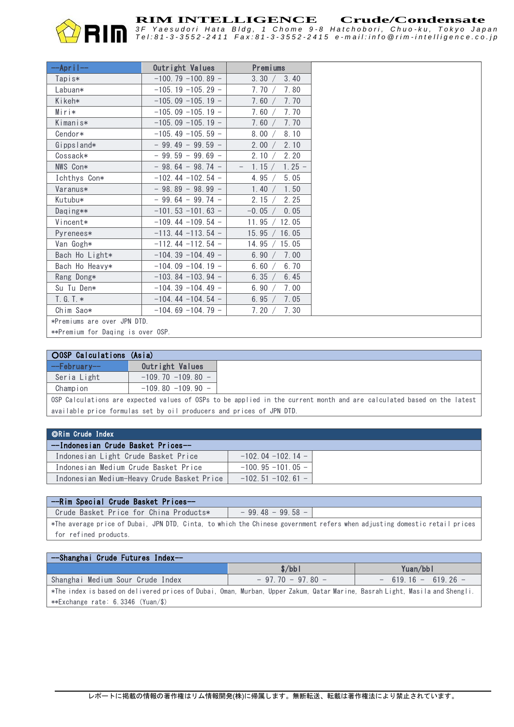| --April-- | Outright Values | Premiums |
|---|---|---|
| Tapis* | -100.79 -100.89 - | 3.30 / 3.40 |
| Labuan* | -105.19 -105.29 - | 7.70 / 7.80 |
| Kikeh* | -105.09 -105.19 - | 7.60 / 7.70 |
| Miri* | -105.09 -105.19 - | 7.60 / 7.70 |
| Kimanis* | -105.09 -105.19 - | 7.60 / 7.70 |
| Cendor* | -105.49 -105.59 - | 8.00 / 8.10 |
| Gippsland* | - 99.49 - 99.59 - | 2.00 / 2.10 |
| Cossack* | - 99.59 - 99.69 - | 2.10 / 2.20 |
| NWS Con* | - 98.64 - 98.74 - | - 1.15 / 1.25 - |
| Ichthys Con* | -102.44 -102.54 - | 4.95 / 5.05 |
| Varanus* | - 98.89 - 98.99 - | 1.40 / 1.50 |
| Kutubu* | - 99.64 - 99.74 - | 2.15 / 2.25 |
| Daqing** | -101.53 -101.63 - | -0.05 / 0.05 |
| Vincent* | -109.44 -109.54 - | 11.95 / 12.05 |
| Pyrenees* | -113.44 -113.54 - | 15.95 / 16.05 |
| Van Gogh* | -112.44 -112.54 - | 14.95 / 15.05 |
| Bach Ho Light* | -104.39 -104.49 - | 6.90 / 7.00 |
| Bach Ho Heavy* | -104.09 -104.19 - | 6.60 / 6.70 |
| Rang Dong* | -103.84 -103.94 - | 6.35 / 6.45 |
| Su Tu Den* | -104.39 -104.49 - | 6.90 / 7.00 |
| T.G.T.* | -104.44 -104.54 - | 6.95 / 7.05 |
| Chim Sao* | -104.69 -104.79 - | 7.20 / 7.30 |

*Premiums are over JPN DTD.

**Premium for Daqing is over OSP.

## ○OSP Calculations (Asia)

| --February-- | Outright Values |
|---|---|
| Seria Light | -109.70 -109.80 - |
| Champion | -109.80 -109.90 - |

OSP Calculations are expected values of OSPs to be applied in the current month and are calculated based on the latest available price formulas set by oil producers and prices of JPN DTD.

## ◎Rim Crude Index

| --Indonesian Crude Basket Prices-- | |
|---|---|
| Indonesian Light Crude Basket Price | -102.04 -102.14 - |
| Indonesian Medium Crude Basket Price | -100.95 -101.05 - |
| Indonesian Medium-Heavy Crude Basket Price | -102.51 -102.61 - |

| --Rim Special Crude Basket Prices-- | |
|---|---|
| Crude Basket Price for China Products* | - 99.48 - 99.58 - |

*The average price of Dubai, JPN DTD, Cinta, to which the Chinese government refers when adjusting domestic retail prices for refined products.

| --Shanghai Crude Futures Index-- | | |
|---|---|---|
| | $/bbl | Yuan/bbl |
| Shanghai Medium Sour Crude Index | - 97.70 - 97.80 - | - 619.16 - 619.26 - |

*The index is based on delivered prices of Dubai, Oman, Murban, Upper Zakum, Qatar Marine, Basrah Light, Masila and Shengli.

**Exchange rate: 6.3346 (Yuan/$)

レポートに掲載の情報の著作権はリム情報開発(株)に帰属します。無断転送、転載は著作権法により禁止されています。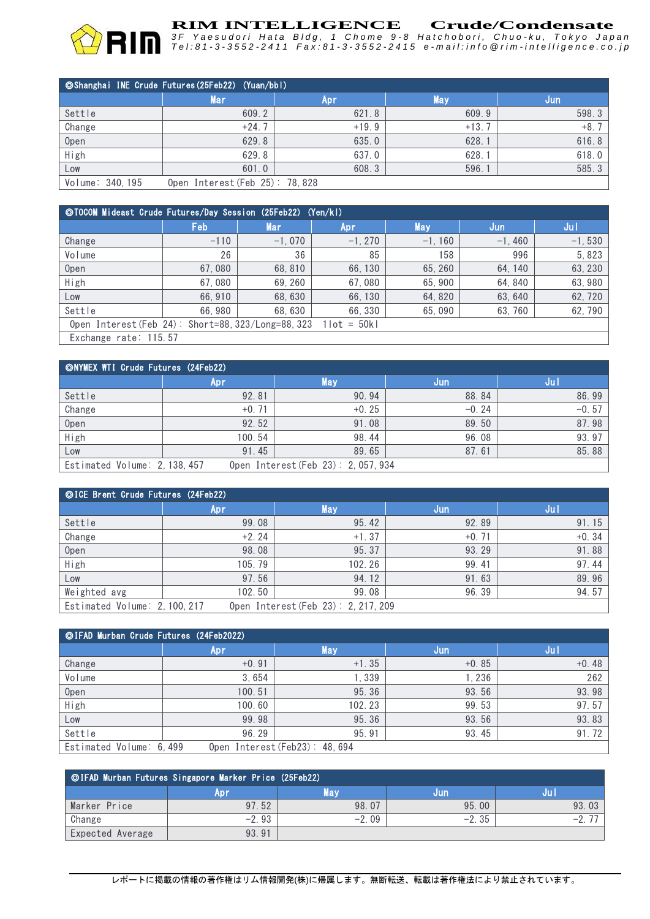# RIM INTELLIGENCE Crude/Condensate

3F Yaesudori Hata Bldg, 1 Chome 9-8 Hatchobori, Chuo-ku, Tokyo Japan
Tel:81-3-3552-2411 Fax:81-3-3552-2415 e-mail:info@rim-intelligence.co.jp

| ◎Shanghai INE Crude Futures(25Feb22) (Yuan/bbl) | | | | |
|---|---|---|---|---|
| | Mar | Apr | May | Jun |
| Settle | 609.2 | 621.8 | 609.9 | 598.3 |
| Change | +24.7 | +19.9 | +13.7 | +8.7 |
| Open | 629.8 | 635.0 | 628.1 | 616.8 |
| High | 629.8 | 637.0 | 628.1 | 618.0 |
| Low | 601.0 | 608.3 | 596.1 | 585.3 |
| Volume: 340,195 | Open Interest(Feb 25): 78,828 | | | |

| ◎TOCOM Mideast Crude Futures/Day Session (25Feb22) (Yen/kl) | | | | | | |
|---|---|---|---|---|---|---|
| | Feb | Mar | Apr | May | Jun | Jul |
| Change | -110 | -1,070 | -1,270 | -1,160 | -1,460 | -1,530 |
| Volume | 26 | 36 | 85 | 158 | 996 | 5,823 |
| Open | 67,080 | 68,810 | 66,130 | 65,260 | 64,140 | 63,230 |
| High | 67,080 | 69,260 | 67,080 | 65,900 | 64,840 | 63,980 |
| Low | 66,910 | 68,630 | 66,130 | 64,820 | 63,640 | 62,720 |
| Settle | 66,980 | 68,630 | 66,330 | 65,090 | 63,760 | 62,790 |
| Open Interest(Feb 24): Short=88,323/Long=88,323 1lot = 50kl | | | | | | |
| Exchange rate: 115.57 | | | | | | |

| ◎NYMEX WTI Crude Futures (24Feb22) | | | | |
|---|---|---|---|---|
| | Apr | May | Jun | Jul |
| Settle | 92.81 | 90.94 | 88.84 | 86.99 |
| Change | +0.71 | +0.25 | -0.24 | -0.57 |
| Open | 92.52 | 91.08 | 89.50 | 87.98 |
| High | 100.54 | 98.44 | 96.08 | 93.97 |
| Low | 91.45 | 89.65 | 87.61 | 85.88 |
| Estimated Volume: 2,138,457 | Open Interest(Feb 23): 2,057,934 | | | |

| ◎ICE Brent Crude Futures (24Feb22) | | | | |
|---|---|---|---|---|
| | Apr | May | Jun | Jul |
| Settle | 99.08 | 95.42 | 92.89 | 91.15 |
| Change | +2.24 | +1.37 | +0.71 | +0.34 |
| Open | 98.08 | 95.37 | 93.29 | 91.88 |
| High | 105.79 | 102.26 | 99.41 | 97.44 |
| Low | 97.56 | 94.12 | 91.63 | 89.96 |
| Weighted avg | 102.50 | 99.08 | 96.39 | 94.57 |
| Estimated Volume: 2,100,217 | Open Interest(Feb 23): 2,217,209 | | | |

| ◎IFAD Murban Crude Futures (24Feb2022) | | | | |
|---|---|---|---|---|
| | Apr | May | Jun | Jul |
| Change | +0.91 | +1.35 | +0.85 | +0.48 |
| Volume | 3,654 | 1,339 | 1,236 | 262 |
| Open | 100.51 | 95.36 | 93.56 | 93.98 |
| High | 100.60 | 102.23 | 99.53 | 97.57 |
| Low | 99.98 | 95.36 | 93.56 | 93.83 |
| Settle | 96.29 | 95.91 | 93.45 | 91.72 |
| Estimated Volume: 6,499 | Open Interest(Feb23): 48,694 | | | |

| ◎IFAD Murban Futures Singapore Marker Price (25Feb22) | | | | |
|---|---|---|---|---|
| | Apr | May | Jun | Jul |
| Marker Price | 97.52 | 98.07 | 95.00 | 93.03 |
| Change | -2.93 | -2.09 | -2.35 | -2.77 |
| Expected Average | 93.91 | | | |

レポートに掲載の情報の著作権はリム情報開発(株)に帰属します。無断転送、転載は著作権法により禁止されています。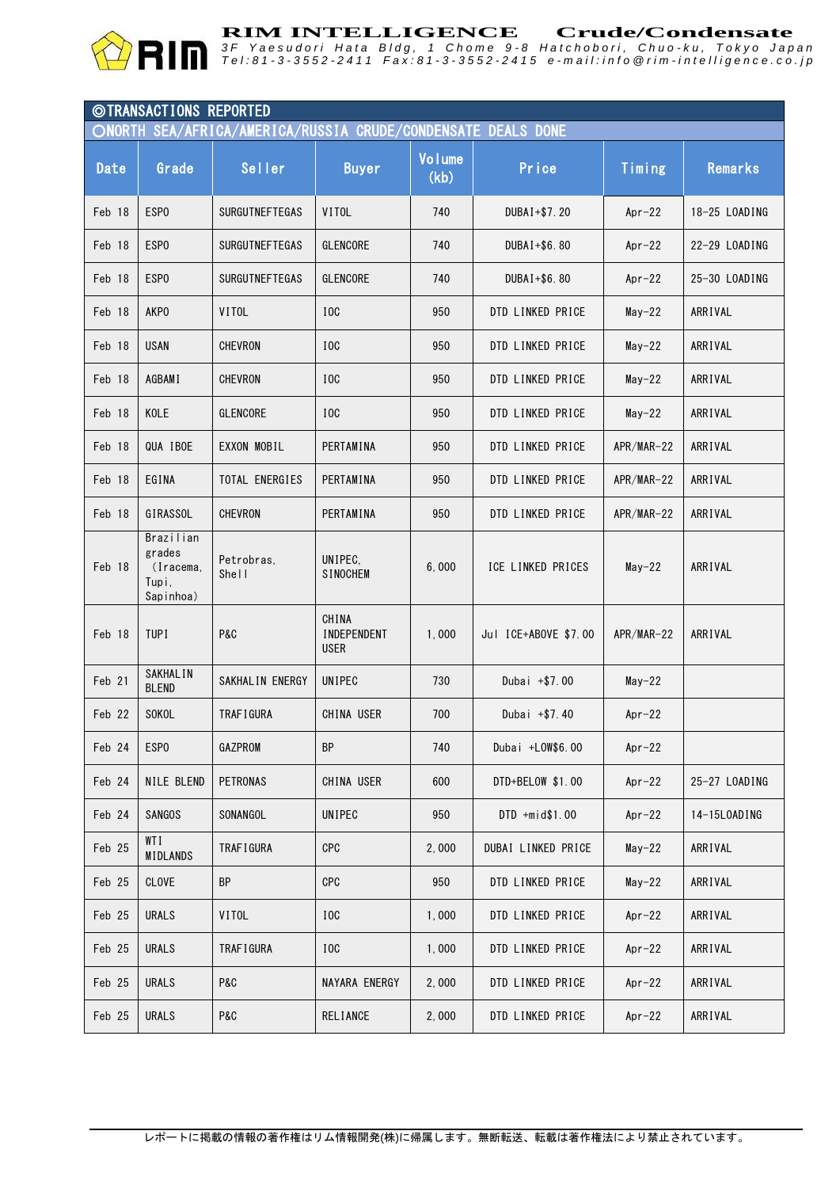## ◎TRANSACTIONS REPORTED

### ○NORTH SEA/AFRICA/AMERICA/RUSSIA CRUDE/CONDENSATE DEALS DONE

| Date | Grade | Seller | Buyer | Volume (kb) | Price | Timing | Remarks |
|---|---|---|---|---|---|---|---|
| Feb 18 | ESPO | SURGUTNEFTEGAS | VITOL | 740 | DUBAI+$7.20 | Apr-22 | 18-25 LOADING |
| Feb 18 | ESPO | SURGUTNEFTEGAS | GLENCORE | 740 | DUBAI+$6.80 | Apr-22 | 22-29 LOADING |
| Feb 18 | ESPO | SURGUTNEFTEGAS | GLENCORE | 740 | DUBAI+$6.80 | Apr-22 | 25-30 LOADING |
| Feb 18 | AKPO | VITOL | IOC | 950 | DTD LINKED PRICE | May-22 | ARRIVAL |
| Feb 18 | USAN | CHEVRON | IOC | 950 | DTD LINKED PRICE | May-22 | ARRIVAL |
| Feb 18 | AGBAMI | CHEVRON | IOC | 950 | DTD LINKED PRICE | May-22 | ARRIVAL |
| Feb 18 | KOLE | GLENCORE | IOC | 950 | DTD LINKED PRICE | May-22 | ARRIVAL |
| Feb 18 | QUA IBOE | EXXON MOBIL | PERTAMINA | 950 | DTD LINKED PRICE | APR/MAR-22 | ARRIVAL |
| Feb 18 | EGINA | TOTAL ENERGIES | PERTAMINA | 950 | DTD LINKED PRICE | APR/MAR-22 | ARRIVAL |
| Feb 18 | GIRASSOL | CHEVRON | PERTAMINA | 950 | DTD LINKED PRICE | APR/MAR-22 | ARRIVAL |
| Feb 18 | Brazilian grades (Iracema, Tupi, Sapinhoa) | Petrobras, Shell | UNIPEC, SINOCHEM | 6,000 | ICE LINKED PRICES | May-22 | ARRIVAL |
| Feb 18 | TUPI | P&C | CHINA INDEPENDENT USER | 1,000 | Jul ICE+ABOVE $7.00 | APR/MAR-22 | ARRIVAL |
| Feb 21 | SAKHALIN BLEND | SAKHALIN ENERGY | UNIPEC | 730 | Dubai +$7.00 | May-22 | |
| Feb 22 | SOKOL | TRAFIGURA | CHINA USER | 700 | Dubai +$7.40 | Apr-22 | |
| Feb 24 | ESPO | GAZPROM | BP | 740 | Dubai +LOW$6.00 | Apr-22 | |
| Feb 24 | NILE BLEND | PETRONAS | CHINA USER | 600 | DTD+BELOW $1.00 | Apr-22 | 25-27 LOADING |
| Feb 24 | SANGOS | SONANGOL | UNIPEC | 950 | DTD +mid$1.00 | Apr-22 | 14-15LOADING |
| Feb 25 | WTI MIDLANDS | TRAFIGURA | CPC | 2,000 | DUBAI LINKED PRICE | May-22 | ARRIVAL |
| Feb 25 | CLOVE | BP | CPC | 950 | DTD LINKED PRICE | May-22 | ARRIVAL |
| Feb 25 | URALS | VITOL | IOC | 1,000 | DTD LINKED PRICE | Apr-22 | ARRIVAL |
| Feb 25 | URALS | TRAFIGURA | IOC | 1,000 | DTD LINKED PRICE | Apr-22 | ARRIVAL |
| Feb 25 | URALS | P&C | NAYARA ENERGY | 2,000 | DTD LINKED PRICE | Apr-22 | ARRIVAL |
| Feb 25 | URALS | P&C | RELIANCE | 2,000 | DTD LINKED PRICE | Apr-22 | ARRIVAL |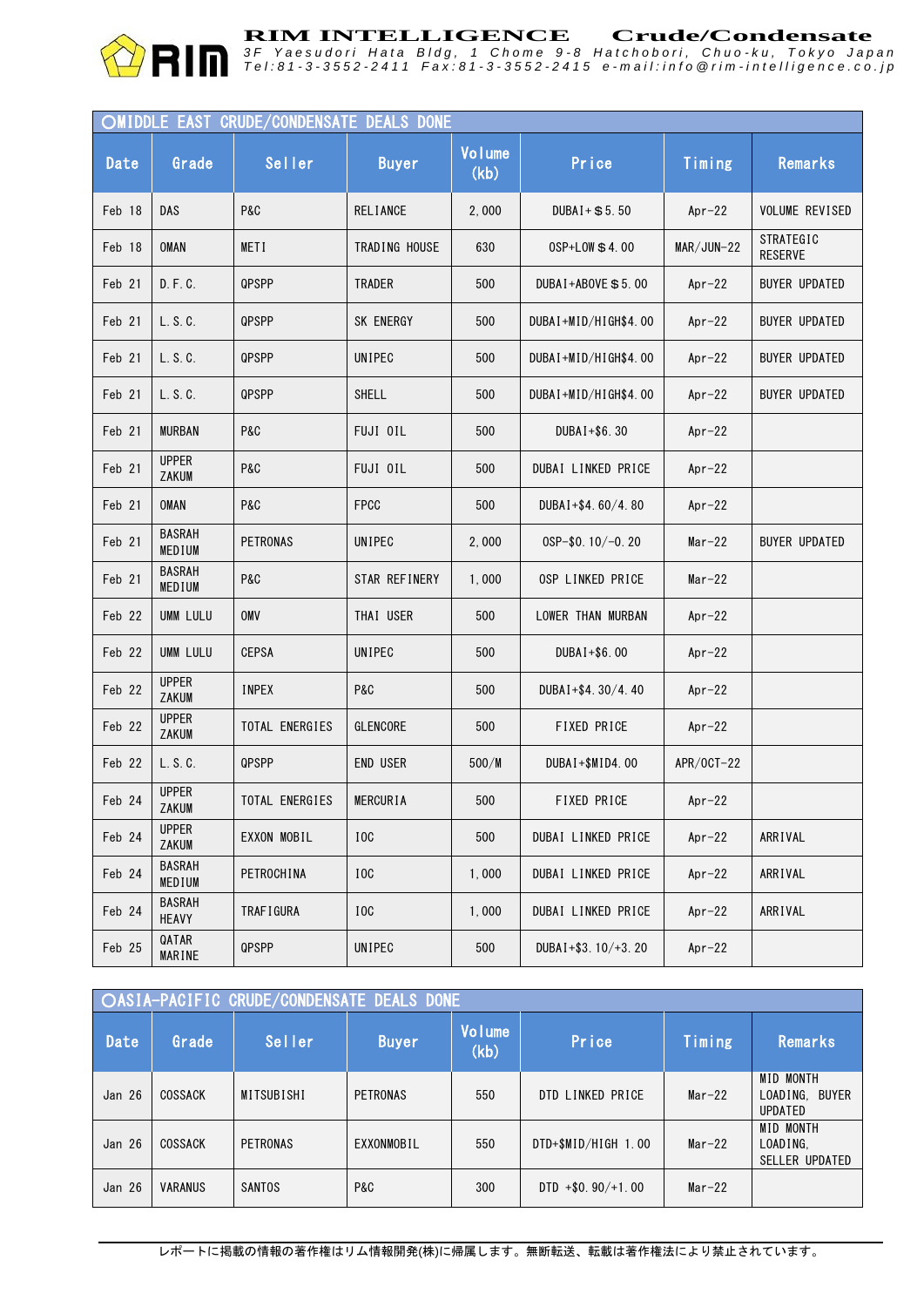## ○MIDDLE EAST CRUDE/CONDENSATE DEALS DONE

| Date | Grade | Seller | Buyer | Volume (kb) | Price | Timing | Remarks |
|---|---|---|---|---|---|---|---|
| Feb 18 | DAS | P&C | RELIANCE | 2,000 | DUBAI+＄5.50 | Apr-22 | VOLUME REVISED |
| Feb 18 | OMAN | METI | TRADING HOUSE | 630 | OSP+LOW＄4.00 | MAR/JUN-22 | STRATEGIC RESERVE |
| Feb 21 | D.F.C. | QPSPP | TRADER | 500 | DUBAI+ABOVE＄5.00 | Apr-22 | BUYER UPDATED |
| Feb 21 | L.S.C. | QPSPP | SK ENERGY | 500 | DUBAI+MID/HIGH$4.00 | Apr-22 | BUYER UPDATED |
| Feb 21 | L.S.C. | QPSPP | UNIPEC | 500 | DUBAI+MID/HIGH$4.00 | Apr-22 | BUYER UPDATED |
| Feb 21 | L.S.C. | QPSPP | SHELL | 500 | DUBAI+MID/HIGH$4.00 | Apr-22 | BUYER UPDATED |
| Feb 21 | MURBAN | P&C | FUJI OIL | 500 | DUBAI+$6.30 | Apr-22 | |
| Feb 21 | UPPER ZAKUM | P&C | FUJI OIL | 500 | DUBAI LINKED PRICE | Apr-22 | |
| Feb 21 | OMAN | P&C | FPCC | 500 | DUBAI+$4.60/4.80 | Apr-22 | |
| Feb 21 | BASRAH MEDIUM | PETRONAS | UNIPEC | 2,000 | OSP-$0.10/-0.20 | Mar-22 | BUYER UPDATED |
| Feb 21 | BASRAH MEDIUM | P&C | STAR REFINERY | 1,000 | OSP LINKED PRICE | Mar-22 | |
| Feb 22 | UMM LULU | OMV | THAI USER | 500 | LOWER THAN MURBAN | Apr-22 | |
| Feb 22 | UMM LULU | CEPSA | UNIPEC | 500 | DUBAI+$6.00 | Apr-22 | |
| Feb 22 | UPPER ZAKUM | INPEX | P&C | 500 | DUBAI+$4.30/4.40 | Apr-22 | |
| Feb 22 | UPPER ZAKUM | TOTAL ENERGIES | GLENCORE | 500 | FIXED PRICE | Apr-22 | |
| Feb 22 | L.S.C. | QPSPP | END USER | 500/M | DUBAI+$MID4.00 | APR/OCT-22 | |
| Feb 24 | UPPER ZAKUM | TOTAL ENERGIES | MERCURIA | 500 | FIXED PRICE | Apr-22 | |
| Feb 24 | UPPER ZAKUM | EXXON MOBIL | IOC | 500 | DUBAI LINKED PRICE | Apr-22 | ARRIVAL |
| Feb 24 | BASRAH MEDIUM | PETROCHINA | IOC | 1,000 | DUBAI LINKED PRICE | Apr-22 | ARRIVAL |
| Feb 24 | BASRAH HEAVY | TRAFIGURA | IOC | 1,000 | DUBAI LINKED PRICE | Apr-22 | ARRIVAL |
| Feb 25 | QATAR MARINE | QPSPP | UNIPEC | 500 | DUBAI+$3.10/+3.20 | Apr-22 | |

## ○ASIA-PACIFIC CRUDE/CONDENSATE DEALS DONE

| Date | Grade | Seller | Buyer | Volume (kb) | Price | Timing | Remarks |
|---|---|---|---|---|---|---|---|
| Jan 26 | COSSACK | MITSUBISHI | PETRONAS | 550 | DTD LINKED PRICE | Mar-22 | MID MONTH LOADING, BUYER UPDATED |
| Jan 26 | COSSACK | PETRONAS | EXXONMOBIL | 550 | DTD+$MID/HIGH 1.00 | Mar-22 | MID MONTH LOADING, SELLER UPDATED |
| Jan 26 | VARANUS | SANTOS | P&C | 300 | DTD +$0.90/+1.00 | Mar-22 | |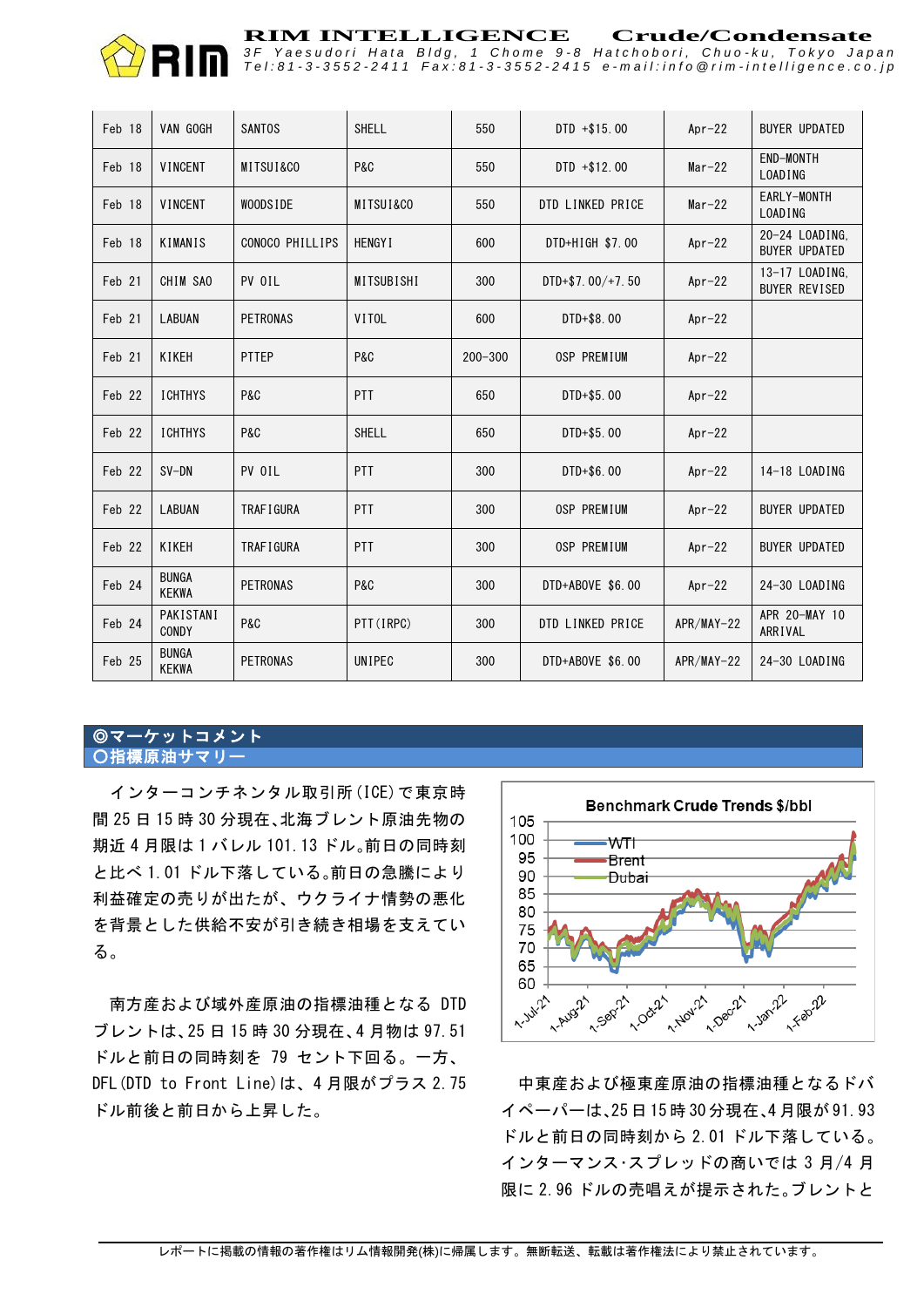| Feb 18 | VAN GOGH | SANTOS | SHELL | 550 | DTD +$15.00 | Apr-22 | BUYER UPDATED |
|---|---|---|---|---|---|---|---|
| Feb 18 | VINCENT | MITSUI&CO | P&C | 550 | DTD +$12.00 | Mar-22 | END-MONTH LOADING |
| Feb 18 | VINCENT | WOODSIDE | MITSUI&CO | 550 | DTD LINKED PRICE | Mar-22 | EARLY-MONTH LOADING |
| Feb 18 | KIMANIS | CONOCO PHILLIPS | HENGYI | 600 | DTD+HIGH $7.00 | Apr-22 | 20-24 LOADING, BUYER UPDATED |
| Feb 21 | CHIM SAO | PV OIL | MITSUBISHI | 300 | DTD+$7.00/+7.50 | Apr-22 | 13-17 LOADING, BUYER REVISED |
| Feb 21 | LABUAN | PETRONAS | VITOL | 600 | DTD+$8.00 | Apr-22 | |
| Feb 21 | KIKEH | PTTEP | P&C | 200-300 | OSP PREMIUM | Apr-22 | |
| Feb 22 | ICHTHYS | P&C | PTT | 650 | DTD+$5.00 | Apr-22 | |
| Feb 22 | ICHTHYS | P&C | SHELL | 650 | DTD+$5.00 | Apr-22 | |
| Feb 22 | SV-DN | PV OIL | PTT | 300 | DTD+$6.00 | Apr-22 | 14-18 LOADING |
| Feb 22 | LABUAN | TRAFIGURA | PTT | 300 | OSP PREMIUM | Apr-22 | BUYER UPDATED |
| Feb 22 | KIKEH | TRAFIGURA | PTT | 300 | OSP PREMIUM | Apr-22 | BUYER UPDATED |
| Feb 24 | BUNGA KEKWA | PETRONAS | P&C | 300 | DTD+ABOVE $6.00 | Apr-22 | 24-30 LOADING |
| Feb 24 | PAKISTANI CONDY | P&C | PTT(IRPC) | 300 | DTD LINKED PRICE | APR/MAY-22 | APR 20-MAY 10 ARRIVAL |
| Feb 25 | BUNGA KEKWA | PETRONAS | UNIPEC | 300 | DTD+ABOVE $6.00 | APR/MAY-22 | 24-30 LOADING |

## ◎マーケットコメント

### ○指標原油サマリー

インターコンチネンタル取引所(ICE)で東京時間 25 日 15 時 30 分現在、北海ブレント原油先物の期近 4 月限は 1 バレル 101.13 ドル。前日の同時刻と比べ 1.01 ドル下落している。前日の急騰により利益確定の売りが出たが、ウクライナ情勢の悪化を背景とした供給不安が引き続き相場を支えている。

南方産および域外産原油の指標油種となる DTD ブレントは、25 日 15 時 30 分現在、4 月物は 97.51 ドルと前日の同時刻を 79 セント下回る。一方、DFL(DTD to Front Line)は、4 月限がプラス 2.75 ドル前後と前日から上昇した。

Benchmark Crude Trends $/bbl

中東産および極東産原油の指標油種となるドバイペーパーは、25 日 15 時 30 分現在、4 月限が 91.93 ドルと前日の同時刻から 2.01 ドル下落している。インターマンス・スプレッドの商いでは 3 月/4 月限に 2.96 ドルの売唱えが提示された。ブレントと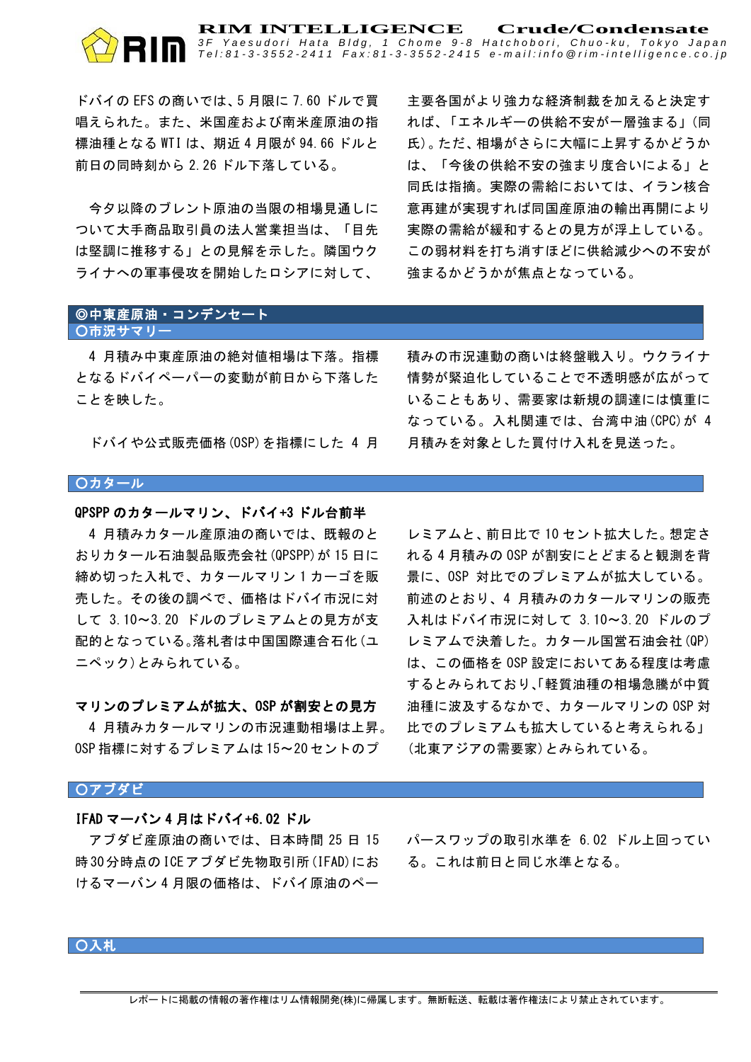ドバイの EFS の商いでは、5 月限に 7.60 ドルで買唱えられた。また、米国産および南米産原油の指標油種となる WTI は、期近 4 月限が 94.66 ドルと前日の同時刻から 2.26 ドル下落している。

今夕以降のブレント原油の当限の相場見通しについて大手商品取引員の法人営業担当は、「目先は堅調に推移する」との見解を示した。隣国ウクライナへの軍事侵攻を開始したロシアに対して、主要各国がより強力な経済制裁を加えると決定すれば、「エネルギーの供給不安が一層強まる」(同氏)。ただ、相場がさらに大幅に上昇するかどうかは、「今後の供給不安の強まり度合いによる」と同氏は指摘。実際の需給においては、イラン核合意再建が実現すれば同国産原油の輸出再開により実際の需給が緩和するとの見方が浮上している。この弱材料を打ち消すほどに供給減少への不安が強まるかどうかが焦点となっている。

## ◎中東産原油・コンデンセート

### ○市況サマリー

4 月積み中東産原油の絶対値相場は下落。指標となるドバイペーパーの変動が前日から下落したことを映した。

ドバイや公式販売価格(OSP)を指標にした 4 月積みの市況連動の商いは終盤戦入り。ウクライナ情勢が緊迫化していることで不透明感が広がっていることもあり、需要家は新規の調達には慎重になっている。入札関連では、台湾中油(CPC)が 4 月積みを対象とした買付け入札を見送った。

### ○カタール

**QPSPP のカタールマリン、ドバイ+3 ドル台前半**

4 月積みカタール産原油の商いでは、既報のとおりカタール石油製品販売会社(QPSPP)が 15 日に締め切った入札で、カタールマリン 1 カーゴを販売した。その後の調べで、価格はドバイ市況に対して 3.10～3.20 ドルのプレミアムとの見方が支配的となっている。落札者は中国国際連合石化(ユニペック)とみられている。

**マリンのプレミアムが拡大、OSP が割安との見方**

4 月積みカタールマリンの市況連動相場は上昇。OSP 指標に対するプレミアムは 15～20 セントのプレミアムと、前日比で 10 セント拡大した。想定される 4 月積みの OSP が割安にとどまると観測を背景に、OSP 対比でのプレミアムが拡大している。前述のとおり、4 月積みのカタールマリンの販売入札はドバイ市況に対して 3.10～3.20 ドルのプレミアムで決着した。カタール国営石油会社(QP)は、この価格を OSP 設定においてある程度は考慮するとみられており､｢軽質油種の相場急騰が中質油種に波及するなかで、カタールマリンの OSP 対比でのプレミアムも拡大していると考えられる｣(北東アジアの需要家)とみられている。

### ○アブダビ

**IFAD マーバン 4 月はドバイ+6.02 ドル**

アブダビ産原油の商いでは、日本時間 25 日 15 時 30 分時点の ICE アブダビ先物取引所(IFAD)におけるマーバン 4 月限の価格は、ドバイ原油のペーパースワップの取引水準を 6.02 ドル上回っている。これは前日と同じ水準となる。

### ○入札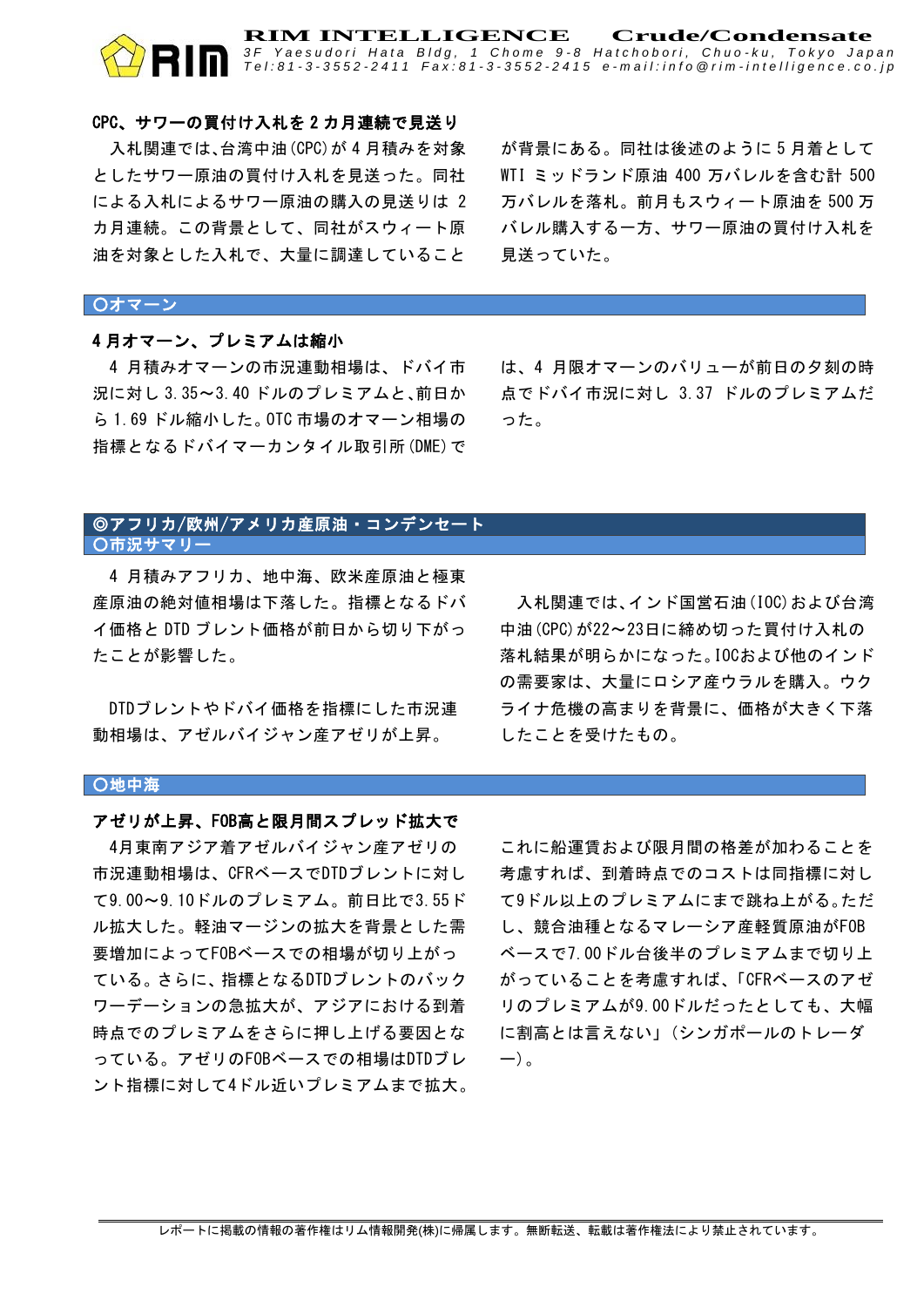### CPC、サワーの買付け入札を２カ月連続で見送り

入札関連では、台湾中油(CPC)が４月積みを対象としたサワー原油の買付け入札を見送った。同社による入札によるサワー原油の購入の見送りは２カ月連続。この背景として、同社がスウィート原油を対象とした入札で、大量に調達していることが背景にある。同社は後述のように５月着としてWTIミッドランド原油400万バレルを含む計500万バレルを落札。前月もスウィート原油を500万バレル購入する一方、サワー原油の買付け入札を見送っていた。

## ○オマーン

### ４月オマーン、プレミアムは縮小

４月積みオマーンの市況連動相場は、ドバイ市況に対し3.35～3.40ドルのプレミアムと、前日から1.69ドル縮小した。OTC市場のオマーン相場の指標となるドバイマーカンタイル取引所(DME)では、４月限オマーンのバリューが前日の夕刻の時点でドバイ市況に対し3.37ドルのプレミアムだった。

# ◎アフリカ/欧州/アメリカ産原油・コンデンセート

## ○市況サマリー

４月積みアフリカ、地中海、欧米産原油と極東産原油の絶対値相場は下落した。指標となるドバイ価格とDTDブレント価格が前日から切り下がったことが影響した。

DTDブレントやドバイ価格を指標にした市況連動相場は、アゼルバイジャン産アゼリが上昇。

入札関連では、インド国営石油(IOC)および台湾中油(CPC)が22～23日に締め切った買付け入札の落札結果が明らかになった。IOCおよび他のインドの需要家は、大量にロシア産ウラルを購入。ウクライナ危機の高まりを背景に、価格が大きく下落したことを受けたもの。

## ○地中海

### アゼリが上昇、FOB高と限月間スプレッド拡大で

4月東南アジア着アゼルバイジャン産アゼリの市況連動相場は、CFRベースでDTDブレントに対して9.00～9.10ドルのプレミアム。前日比で3.55ドル拡大した。軽油マージンの拡大を背景とした需要増加によってFOBベースでの相場が切り上がっている。さらに、指標となるDTDブレントのバックワーデーションの急拡大が、アジアにおける到着時点でのプレミアムをさらに押し上げる要因となっている。アゼリのFOBベースでの相場はDTDブレント指標に対して4ドル近いプレミアムまで拡大。これに船運賃および限月間の格差が加わることを考慮すれば、到着時点でのコストは同指標に対して9ドル以上のプレミアムにまで跳ね上がる。ただし、競合油種となるマレーシア産軽質原油がFOBベースで7.00ドル台後半のプレミアムまで切り上がっていることを考慮すれば、「CFRベースのアゼリのプレミアムが9.00ドルだったとしても、大幅に割高とは言えない」(シンガポールのトレーダー)。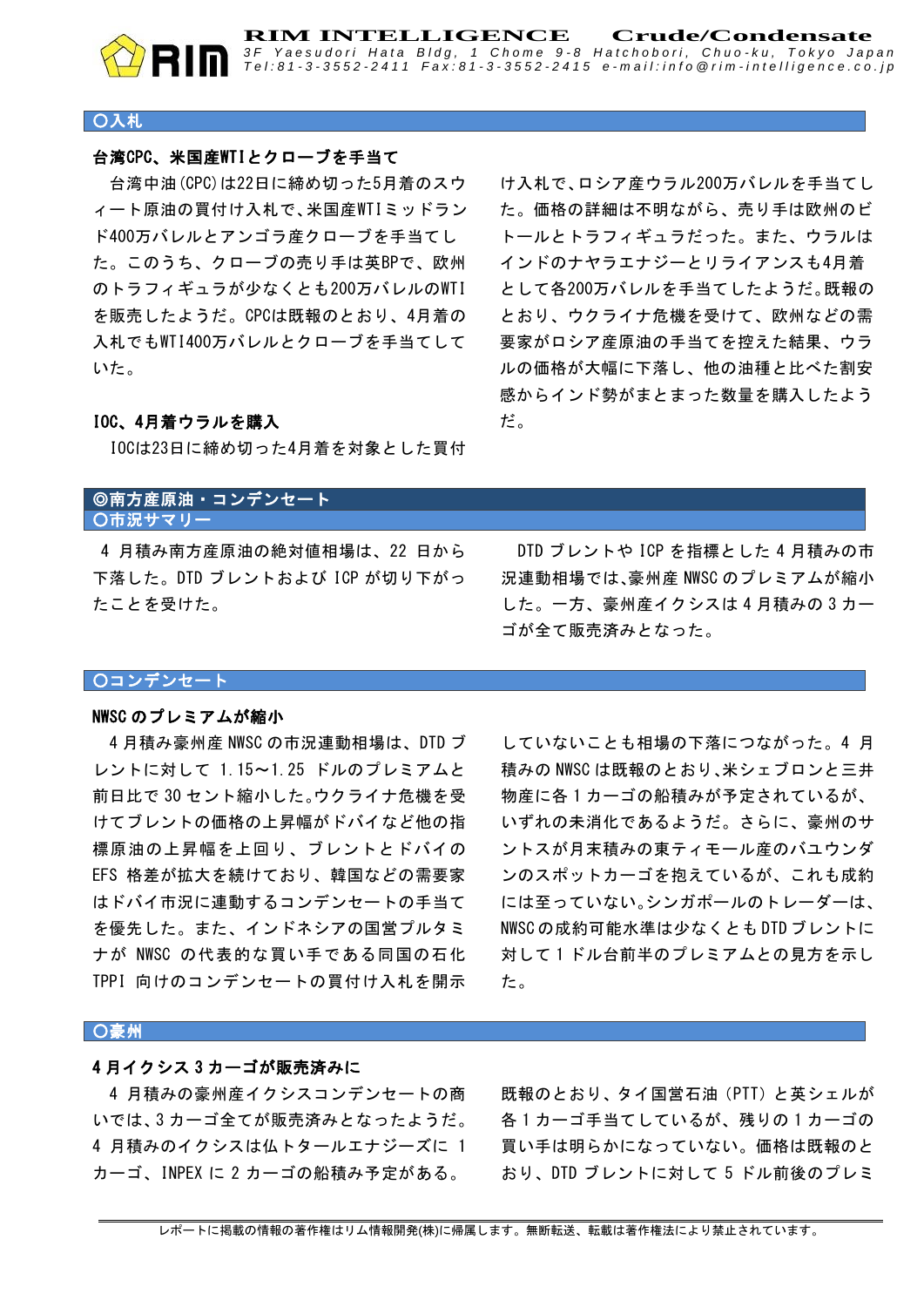## ○入札

### 台湾CPC、米国産WTIとクローブを手当て

台湾中油(CPC)は22日に締め切った5月着のスウィート原油の買付け入札で、米国産WTIミッドランド400万バレルとアンゴラ産クローブを手当てした。このうち、クローブの売り手は英BPで、欧州のトラフィギュラが少なくとも200万バレルのWTIを販売したようだ。CPCは既報のとおり、4月着の入札でもWTI400万バレルとクローブを手当てしていた。

### IOC、4月着ウラルを購入

IOCは23日に締め切った4月着を対象とした買付け入札で、ロシア産ウラル200万バレルを手当てした。価格の詳細は不明ながら、売り手は欧州のビトールとトラフィギュラだった。また、ウラルはインドのナヤラエナジーとリライアンスも4月着として各200万バレルを手当てしたようだ。既報のとおり、ウクライナ危機を受けて、欧州などの需要家がロシア産原油の手当てを控えた結果、ウラルの価格が大幅に下落し、他の油種と比べた割安感からインド勢がまとまった数量を購入したようだ。

## ◎南方産原油・コンデンセート

## ○市況サマリー

4 月積み南方産原油の絶対値相場は、22 日から下落した。DTD ブレントおよび ICP が切り下がったことを受けた。

DTD ブレントや ICP を指標とした 4 月積みの市況連動相場では、豪州産 NWSC のプレミアムが縮小した。一方、豪州産イクシスは 4 月積みの 3 カーゴが全て販売済みとなった。

## ○コンデンセート

### NWSC のプレミアムが縮小

4 月積み豪州産 NWSC の市況連動相場は、DTD ブレントに対して 1.15～1.25 ドルのプレミアムと前日比で 30 セント縮小した。ウクライナ危機を受けてブレントの価格の上昇幅がドバイなど他の指標原油の上昇幅を上回り、ブレントとドバイの EFS 格差が拡大を続けており、韓国などの需要家はドバイ市況に連動するコンデンセートの手当てを優先した。また、インドネシアの国営プルタミナが NWSC の代表的な買い手である同国の石化 TPPI 向けのコンデンセートの買付け入札を開示していないことも相場の下落につながった。4 月積みの NWSC は既報のとおり、米シェブロンと三井物産に各 1 カーゴの船積みが予定されているが、いずれの未消化であるようだ。さらに、豪州のサントスが月末積みの東ティモール産のバユウンダンのスポットカーゴを抱えているが、これも成約には至っていない。シンガポールのトレーダーは、NWSC の成約可能水準は少なくとも DTD ブレントに対して 1 ドル台前半のプレミアムとの見方を示した。

## ○豪州

### 4 月イクシス 3 カーゴが販売済みに

4 月積みの豪州産イクシスコンデンセートの商いでは、3 カーゴ全てが販売済みとなったようだ。4 月積みのイクシスは仏トタールエナジーズに 1 カーゴ、INPEX に 2 カーゴの船積み予定がある。既報のとおり、タイ国営石油 (PTT) と英シェルが各 1 カーゴ手当てしているが、残りの 1 カーゴの買い手は明らかになっていない。価格は既報のとおり、DTD ブレントに対して 5 ドル前後のプレミ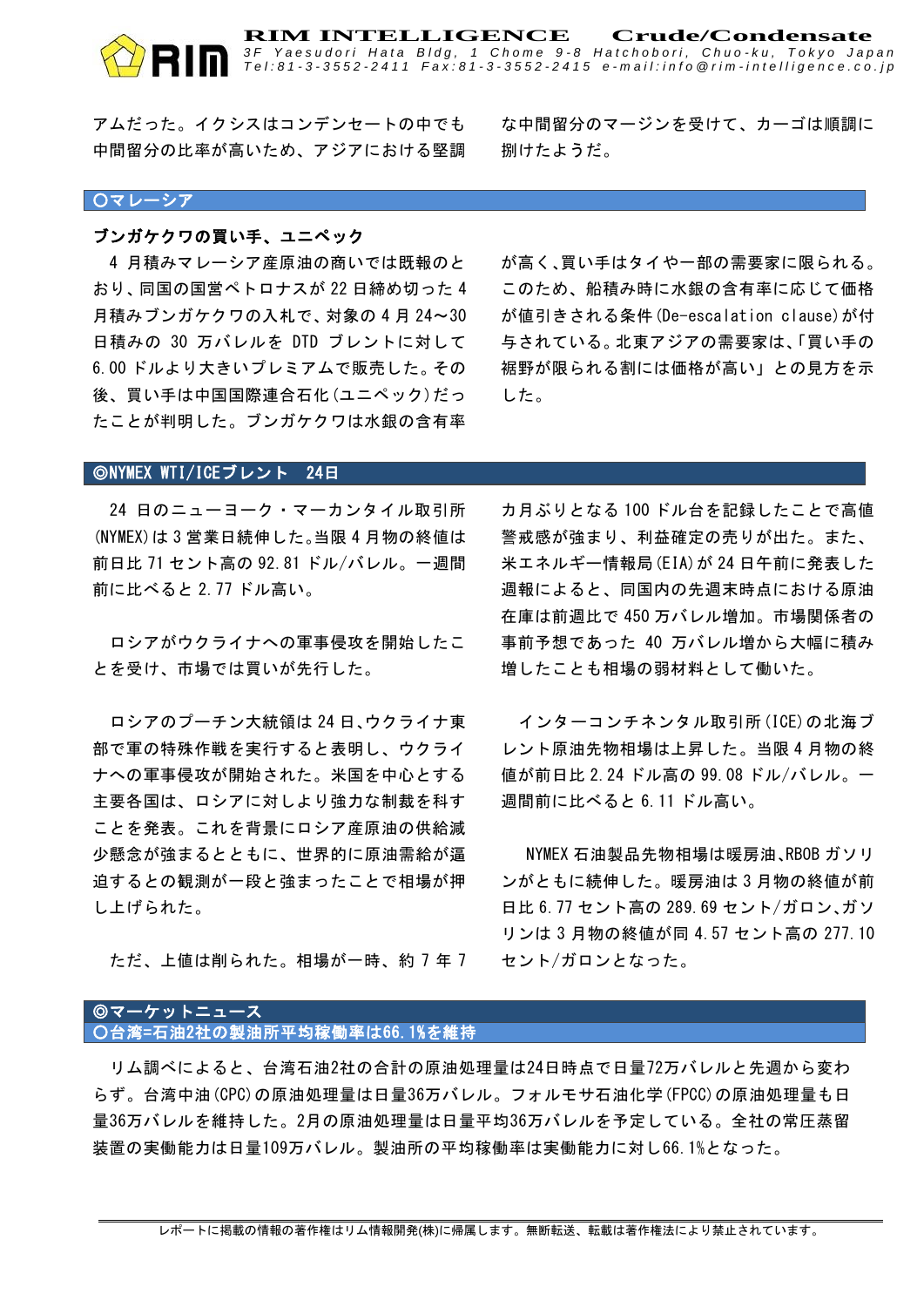アムだった。イクシスはコンデンセートの中でも中間留分の比率が高いため、アジアにおける堅調な中間留分のマージンを受けて、カーゴは順調に捌けたようだ。

## 〇マレーシア

### ブンガケクワの買い手、ユニペック

4 月積みマレーシア産原油の商いでは既報のとおり、同国の国営ペトロナスが 22 日締め切った 4 月積みブンガケクワの入札で、対象の 4 月 24～30 日積みの 30 万バレルを DTD ブレントに対して 6.00 ドルより大きいプレミアムで販売した。その後、買い手は中国国際連合石化(ユニペック)だったことが判明した。ブンガケクワは水銀の含有率が高く、買い手はタイや一部の需要家に限られる。このため、船積み時に水銀の含有率に応じて価格が値引きされる条件(De-escalation clause)が付与されている。北東アジアの需要家は、「買い手の裾野が限られる割には価格が高い」との見方を示した。

## ◎NYMEX WTI/ICEブレント　24日

24 日のニューヨーク・マーカンタイル取引所(NYMEX)は 3 営業日続伸した。当限 4 月物の終値は前日比 71 セント高の 92.81 ドル/バレル。一週間前に比べると 2.77 ドル高い。

ロシアがウクライナへの軍事侵攻を開始したことを受け、市場では買いが先行した。

ロシアのプーチン大統領は 24 日、ウクライナ東部で軍の特殊作戦を実行すると表明し、ウクライナへの軍事侵攻が開始された。米国を中心とする主要各国は、ロシアに対しより強力な制裁を科すことを発表。これを背景にロシア産原油の供給減少懸念が強まるとともに、世界的に原油需給が逼迫するとの観測が一段と強まったことで相場が押し上げられた。

ただ、上値は削られた。相場が一時、約 7 年 7 カ月ぶりとなる 100 ドル台を記録したことで高値警戒感が強まり、利益確定の売りが出た。また、米エネルギー情報局(EIA)が 24 日午前に発表した週報によると、同国内の先週末時点における原油在庫は前週比で 450 万バレル増加。市場関係者の事前予想であった 40 万バレル増から大幅に積み増したことも相場の弱材料として働いた。

インターコンチネンタル取引所(ICE)の北海ブレント原油先物相場は上昇した。当限 4 月物の終値が前日比 2.24 ドル高の 99.08 ドル/バレル。一週間前に比べると 6.11 ドル高い。

NYMEX 石油製品先物相場は暖房油、RBOB ガソリンがともに続伸した。暖房油は 3 月物の終値が前日比 6.77 セント高の 289.69 セント/ガロン、ガソリンは 3 月物の終値が同 4.57 セント高の 277.10 セント/ガロンとなった。

## ◎マーケットニュース

### 〇台湾=石油2社の製油所平均稼働率は66.1%を維持

リム調べによると、台湾石油2社の合計の原油処理量は24日時点で日量72万バレルと先週から変わらず。台湾中油(CPC)の原油処理量は日量36万バレル。フォルモサ石油化学(FPCC)の原油処理量も日量36万バレルを維持した。2月の原油処理量は日量平均36万バレルを予定している。全社の常圧蒸留装置の実働能力は日量109万バレル。製油所の平均稼働率は実働能力に対し66.1%となった。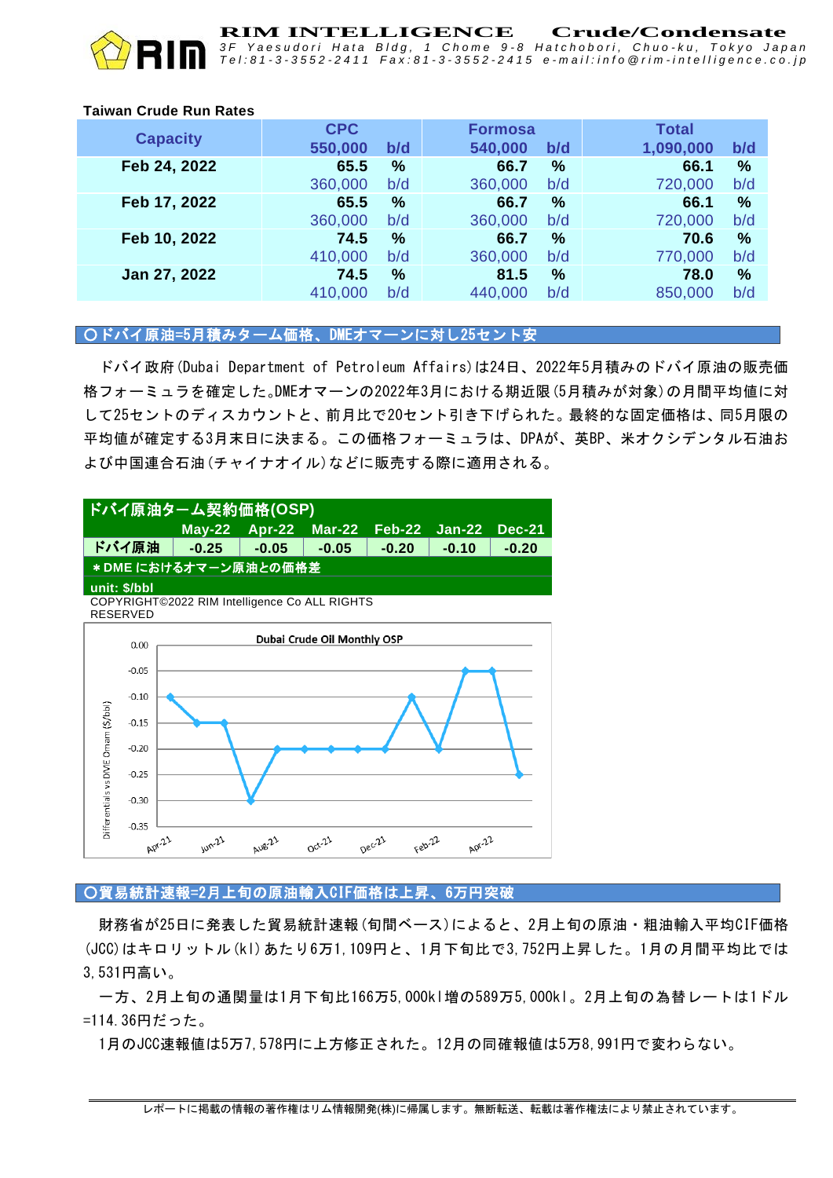**Taiwan Crude Run Rates**

| Capacity | CPC 550,000 | b/d | Formosa 540,000 | b/d | Total 1,090,000 | b/d |
|---|---|---|---|---|---|---|
| Feb 24, 2022 | 65.5 | % | 66.7 | % | 66.1 | % |
| | 360,000 | b/d | 360,000 | b/d | 720,000 | b/d |
| Feb 17, 2022 | 65.5 | % | 66.7 | % | 66.1 | % |
| | 360,000 | b/d | 360,000 | b/d | 720,000 | b/d |
| Feb 10, 2022 | 74.5 | % | 66.7 | % | 70.6 | % |
| | 410,000 | b/d | 360,000 | b/d | 770,000 | b/d |
| Jan 27, 2022 | 74.5 | % | 81.5 | % | 78.0 | % |
| | 410,000 | b/d | 440,000 | b/d | 850,000 | b/d |

## ○ドバイ原油=5月積みターム価格、DMEオマーンに対し25セント安

ドバイ政府(Dubai Department of Petroleum Affairs)は24日、2022年5月積みのドバイ原油の販売価格フォーミュラを確定した。DMEオマーンの2022年3月における期近限(5月積みが対象)の月間平均値に対して25セントのディスカウントと、前月比で20セント引き下げられた。最終的な固定価格は、同5月限の平均値が確定する3月末日に決まる。この価格フォーミュラは、DPAが、英BP、米オクシデンタル石油および中国連合石油(チャイナオイル)などに販売する際に適用される。

**ドバイ原油ターム契約価格(OSP)**

| | May-22 | Apr-22 | Mar-22 | Feb-22 | Jan-22 | Dec-21 |
|---|---|---|---|---|---|---|
| ドバイ原油 | -0.25 | -0.05 | -0.05 | -0.20 | -0.10 | -0.20 |

＊DME におけるオマーン原油との価格差

unit: $/bbl

COPYRIGHT©2022 RIM Intelligence Co ALL RIGHTS RESERVED

Dubai Crude Oil Monthly OSP

## ○貿易統計速報=2月上旬の原油輸入CIF価格は上昇、6万円突破

財務省が25日に発表した貿易統計速報(旬間ベース)によると、2月上旬の原油・粗油輸入平均CIF価格(JCC)はキロリットル(kl)あたり6万1,109円と、1月下旬比で3,752円上昇した。1月の月間平均比では3,531円高い。

一方、2月上旬の通関量は1月下旬比166万5,000kl増の589万5,000kl。2月上旬の為替レートは1ドル=114.36円だった。

1月のJCC速報値は5万7,578円に上方修正された。12月の同確報値は5万8,991円で変わらない。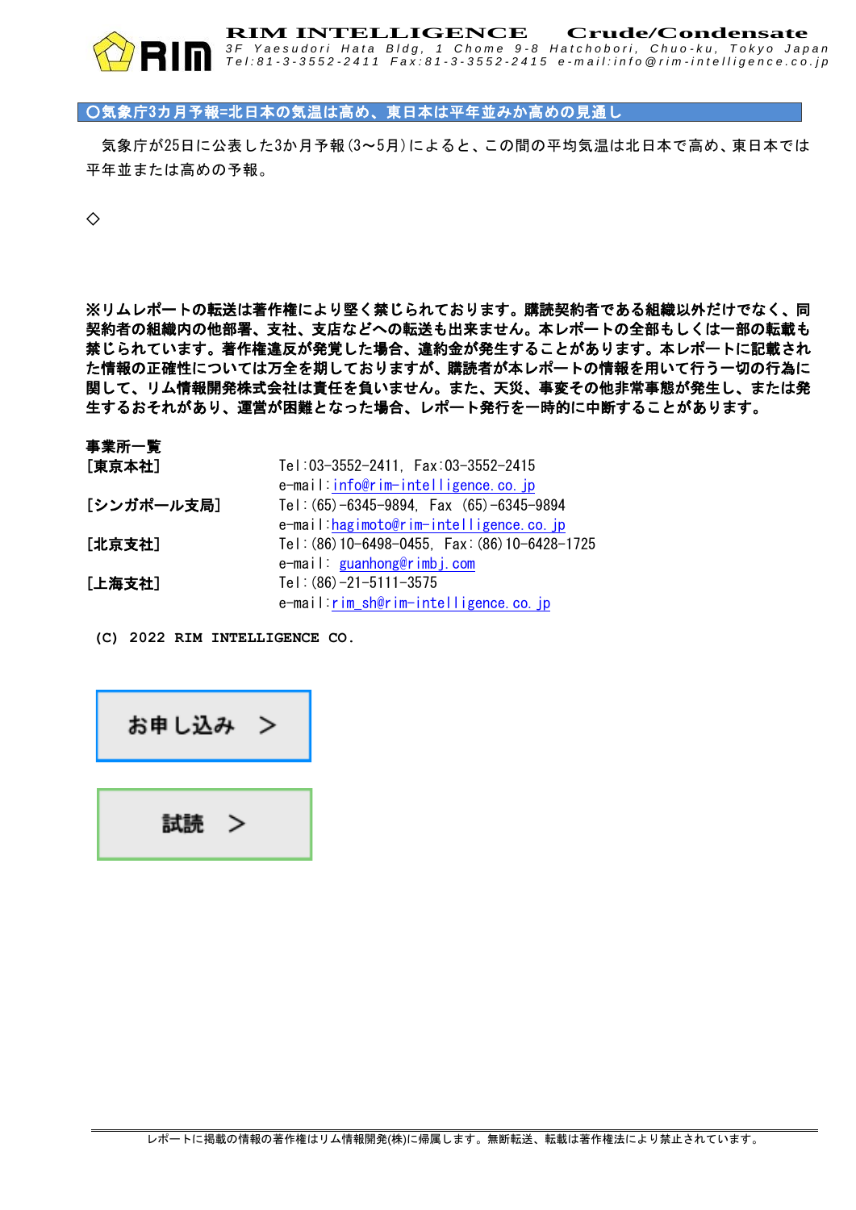## ○気象庁3カ月予報=北日本の気温は高め、東日本は平年並みか高めの見通し

気象庁が25日に公表した3か月予報(3～5月)によると、この間の平均気温は北日本で高め、東日本では平年並または高めの予報。

◇

**※リムレポートの転送は著作権により堅く禁じられております。購読契約者である組織以外だけでなく、同契約者の組織内の他部署、支社、支店などへの転送も出来ません。本レポートの全部もしくは一部の転載も禁じられています。著作権違反が発覚した場合、違約金が発生することがあります。本レポートに記載された情報の正確性については万全を期しておりますが、購読者が本レポートの情報を用いて行う一切の行為に関して、リム情報開発株式会社は責任を負いません。また、天災、事変その他非常事態が発生し、または発生するおそれがあり、運営が困難となった場合、レポート発行を一時的に中断することがあります。**

**事業所一覧**

| | |
|---|---|
| **[東京本社]** | Tel:03-3552-2411, Fax:03-3552-2415<br>e-mail:info@rim-intelligence.co.jp |
| **[シンガポール支局]** | Tel:(65)-6345-9894, Fax (65)-6345-9894<br>e-mail:hagimoto@rim-intelligence.co.jp |
| **[北京支社]** | Tel:(86)10-6498-0455, Fax:(86)10-6428-1725<br>e-mail: guanhong@rimbj.com |
| **[上海支社]** | Tel:(86)-21-5111-3575<br>e-mail:rim_sh@rim-intelligence.co.jp |

(C) 2022 RIM INTELLIGENCE CO.

お申し込み ＞

試読 ＞